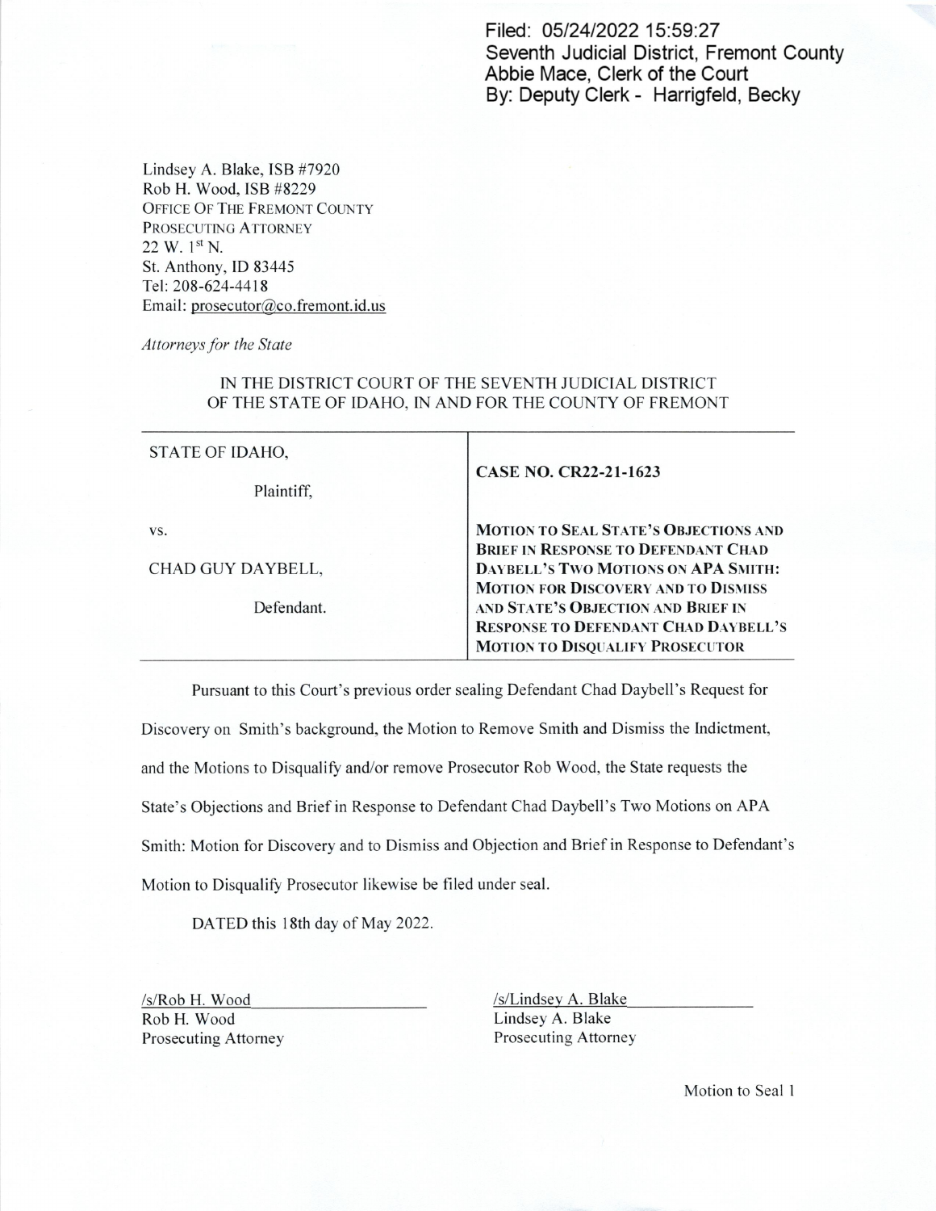Filed: 05/24/2022 15:59:27
Seventh Judicial District, Fremont County
Abbie Mace, Clerk of the Court
By: Deputy Clerk - Harrigfeld, Becky

Lindsey A. Blake, ISB #7920
Rob H. Wood, ISB #8229
OFFICE OF THE FREMONT COUNTY
PROSECUTING ATTORNEY
22 W. 1st N.
St. Anthony, ID 83445
Tel: 208-624-4418
Email: prosecutor@co.fremont.id.us

*Attorneys for the State*

IN THE DISTRICT COURT OF THE SEVENTH JUDICIAL DISTRICT
OF THE STATE OF IDAHO, IN AND FOR THE COUNTY OF FREMONT

| | |
|---|---|
| STATE OF IDAHO,<br><br>Plaintiff,<br><br>vs.<br><br>CHAD GUY DAYBELL,<br><br>Defendant. | **CASE NO. CR22-21-1623**<br><br>**MOTION TO SEAL STATE'S OBJECTIONS AND BRIEF IN RESPONSE TO DEFENDANT CHAD DAYBELL'S TWO MOTIONS ON APA SMITH: MOTION FOR DISCOVERY AND TO DISMISS AND STATE'S OBJECTION AND BRIEF IN RESPONSE TO DEFENDANT CHAD DAYBELL'S MOTION TO DISQUALIFY PROSECUTOR** |

Pursuant to this Court's previous order sealing Defendant Chad Daybell's Request for Discovery on Smith's background, the Motion to Remove Smith and Dismiss the Indictment, and the Motions to Disqualify and/or remove Prosecutor Rob Wood, the State requests the State's Objections and Brief in Response to Defendant Chad Daybell's Two Motions on APA Smith: Motion for Discovery and to Dismiss and Objection and Brief in Response to Defendant's Motion to Disqualify Prosecutor likewise be filed under seal.

DATED this 18th day of May 2022.

/s/Rob H. Wood
Rob H. Wood
Prosecuting Attorney

/s/Lindsey A. Blake
Lindsey A. Blake
Prosecuting Attorney

Motion to Seal 1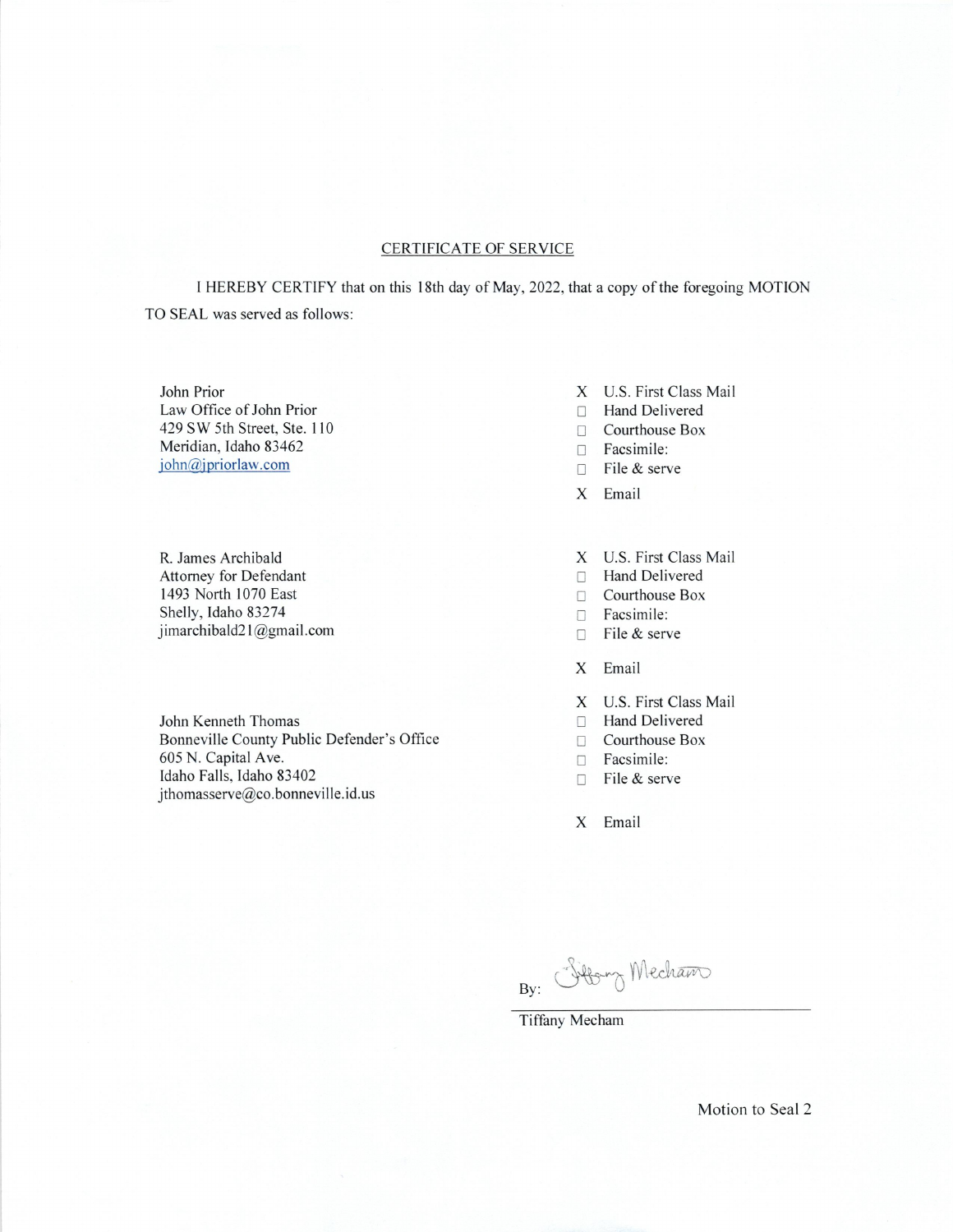## CERTIFICATE OF SERVICE

I HEREBY CERTIFY that on this 18th day of May, 2022, that a copy of the foregoing MOTION TO SEAL was served as follows:

John Prior
Law Office of John Prior
429 SW 5th Street, Ste. 110
Meridian, Idaho 83462
john@jpriorlaw.com

- X U.S. First Class Mail
- ☐ Hand Delivered
- ☐ Courthouse Box
- ☐ Facsimile:
- ☐ File & serve
- X Email

R. James Archibald
Attorney for Defendant
1493 North 1070 East
Shelly, Idaho 83274
jimarchibald21@gmail.com

- X U.S. First Class Mail
- ☐ Hand Delivered
- ☐ Courthouse Box
- ☐ Facsimile:
- ☐ File & serve
- X Email

John Kenneth Thomas
Bonneville County Public Defender's Office
605 N. Capital Ave.
Idaho Falls, Idaho 83402
jthomasserve@co.bonneville.id.us

- X U.S. First Class Mail
- ☐ Hand Delivered
- ☐ Courthouse Box
- ☐ Facsimile:
- ☐ File & serve
- X Email

By: Tiffany Mecham

Tiffany Mecham

Motion to Seal 2